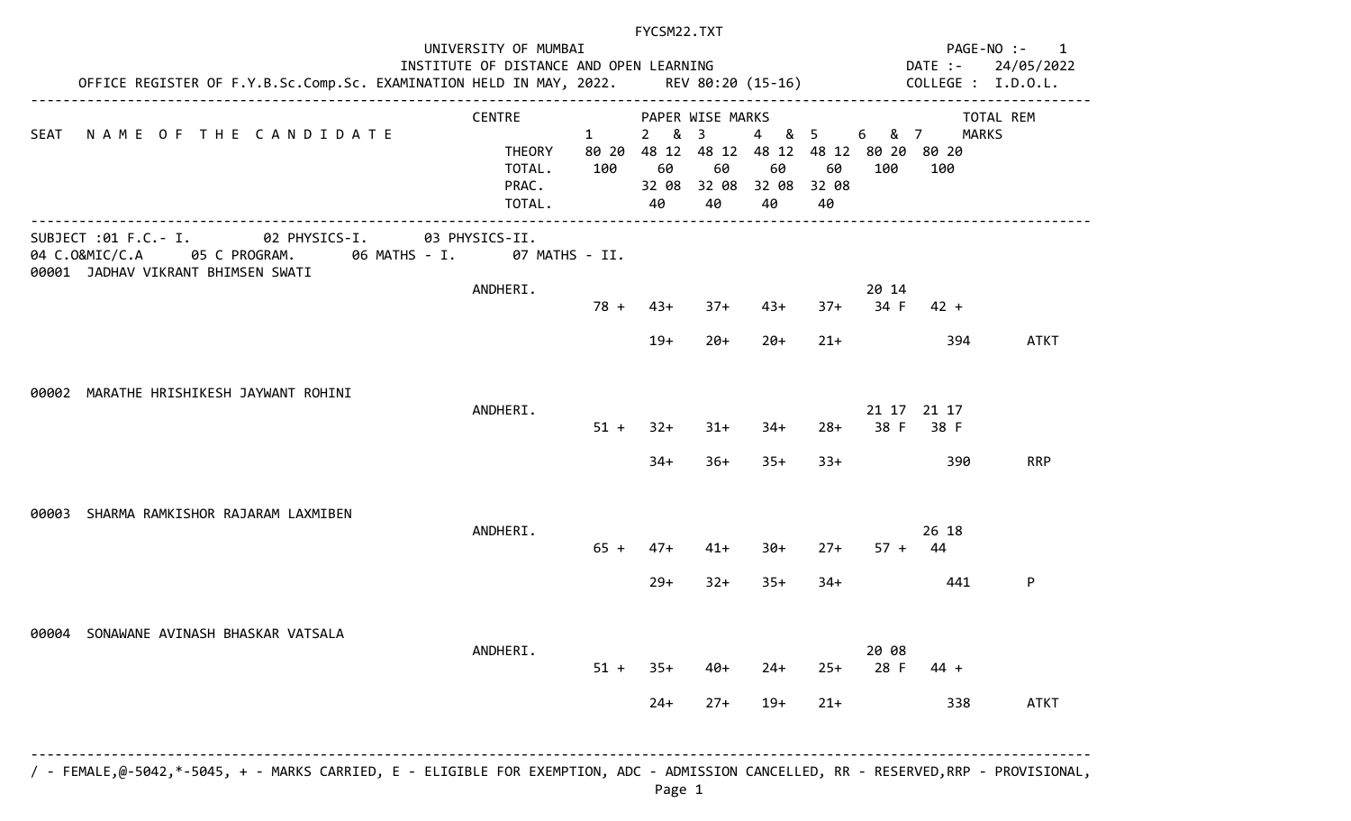FYCSM22.TXT

UNIVERSITY OF MUMBAI
INSTITUTE OF DISTANCE AND OPEN LEARNING

OFFICE REGISTER OF F.Y.B.Sc.Comp.Sc. EXAMINATION HELD IN MAY, 2022. REV 80:20 (15-16)

PAGE-NO :- 1
DATE :- 24/05/2022
COLLEGE : I.D.O.L.

| SEAT | NAME OF THE CANDIDATE | CENTRE | 1 | 2 & 3 | | 4 & 5 | | 6 & 7 | | TOTAL MARKS | REM |
|---|---|---|---|---|---|---|---|---|---|---|---|
| | | THEORY | 80 20 | 48 12 | 48 12 | 48 12 | 48 12 | 80 20 | 80 20 | | |
| | | TOTAL. | 100 | 60 | 60 | 60 | 60 | 100 | 100 | | |
| | | PRAC. | | 32 08 | 32 08 | 32 08 | 32 08 | | | | |
| | | TOTAL. | | 40 | 40 | 40 | 40 | | | | |

SUBJECT :01 F.C.- I. 02 PHYSICS-I. 03 PHYSICS-II.
04 C.O&MIC/C.A 05 C PROGRAM. 06 MATHS - I. 07 MATHS - II.

| SEAT | NAME OF THE CANDIDATE | CENTRE | 1 | 2 | 3 | 4 | 5 | 6 | 7 | TOTAL MARKS | REM |
|---|---|---|---|---|---|---|---|---|---|---|---|
| 00001 | JADHAV VIKRANT BHIMSEN SWATI | ANDHERI. | | | | | | 20 14 | | | |
| | | | 78 + | 43+ | 37+ | 43+ | 37+ | 34 F | 42 + | | |
| | | | | 19+ | 20+ | 20+ | 21+ | | | 394 | ATKT |
| 00002 | MARATHE HRISHIKESH JAYWANT ROHINI | ANDHERI. | | | | | | 21 17 | 21 17 | | |
| | | | 51 + | 32+ | 31+ | 34+ | 28+ | 38 F | 38 F | | |
| | | | | 34+ | 36+ | 35+ | 33+ | | | 390 | RRP |
| 00003 | SHARMA RAMKISHOR RAJARAM LAXMIBEN | ANDHERI. | | | | | | | 26 18 | | |
| | | | 65 + | 47+ | 41+ | 30+ | 27+ | 57 + | 44 | | |
| | | | | 29+ | 32+ | 35+ | 34+ | | | 441 | P |
| 00004 | SONAWANE AVINASH BHASKAR VATSALA | ANDHERI. | | | | | | 20 08 | | | |
| | | | 51 + | 35+ | 40+ | 24+ | 25+ | 28 F | 44 + | | |
| | | | | 24+ | 27+ | 19+ | 21+ | | | 338 | ATKT |

/ - FEMALE,@-5042,*-5045, + - MARKS CARRIED, E - ELIGIBLE FOR EXEMPTION, ADC - ADMISSION CANCELLED, RR - RESERVED,RRP - PROVISIONAL,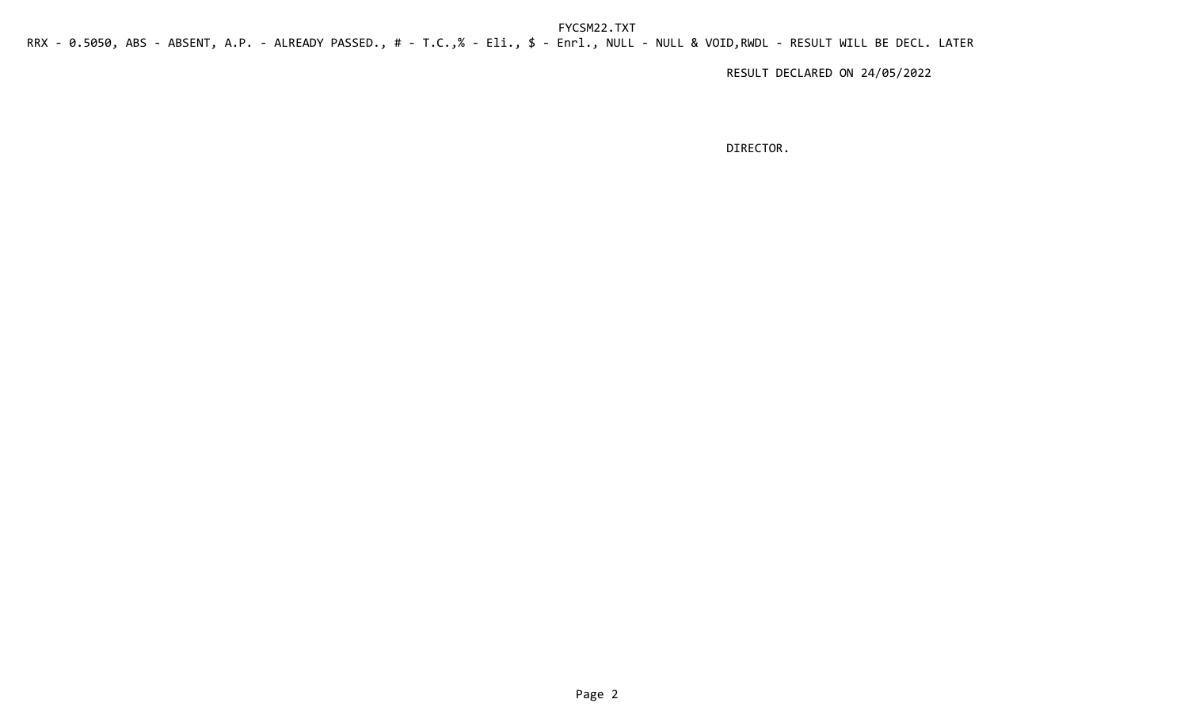RRX - 0.5050, ABS - ABSENT, A.P. - ALREADY PASSED., # - T.C.,% - Eli., $ - Enrl., NULL - NULL & VOID,RWDL - RESULT WILL BE DECL. LATER

RESULT DECLARED ON 24/05/2022

DIRECTOR.